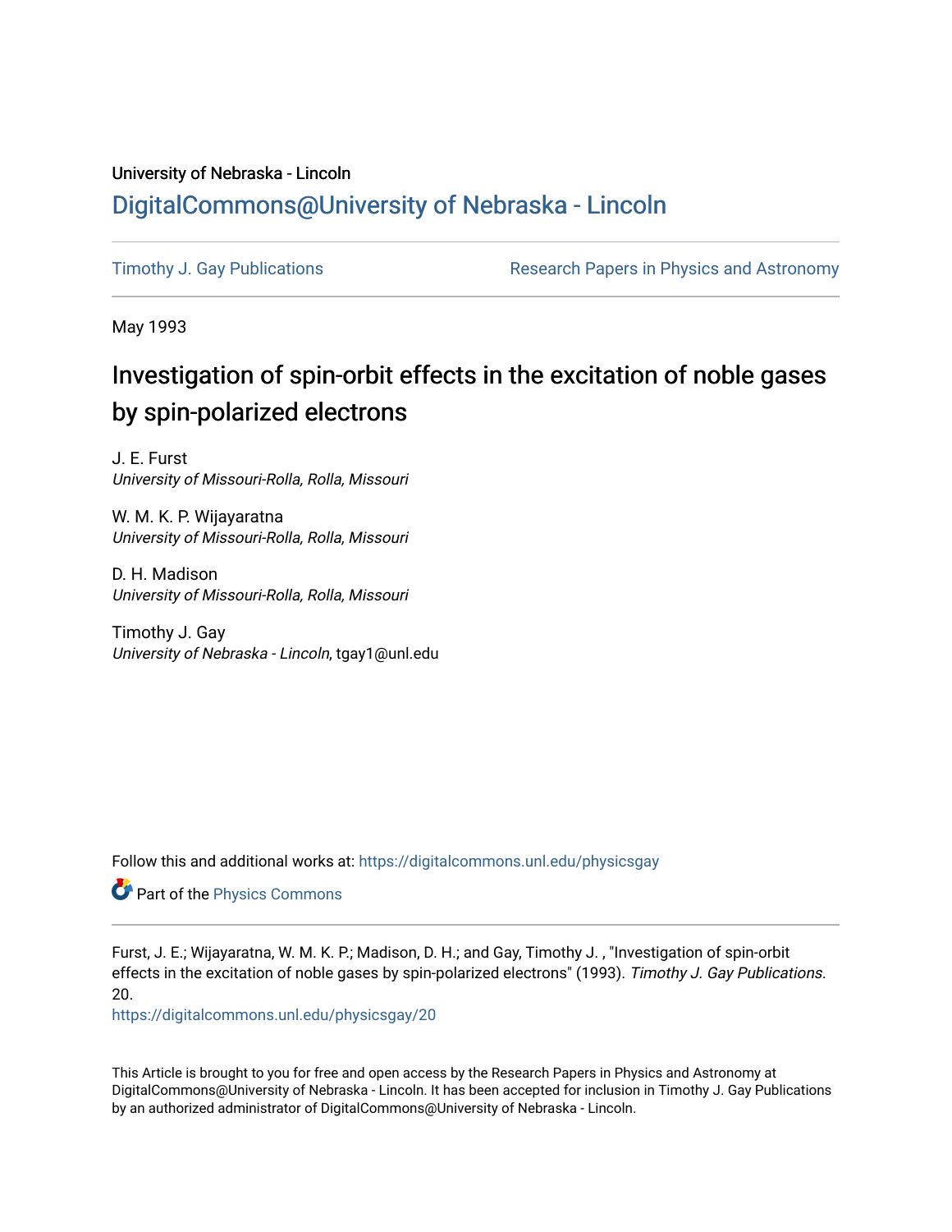University of Nebraska - Lincoln

DigitalCommons@University of Nebraska - Lincoln

Timothy J. Gay Publications

Research Papers in Physics and Astronomy

May 1993

# Investigation of spin-orbit effects in the excitation of noble gases by spin-polarized electrons

J. E. Furst
*University of Missouri-Rolla, Rolla, Missouri*

W. M. K. P. Wijayaratna
*University of Missouri-Rolla, Rolla, Missouri*

D. H. Madison
*University of Missouri-Rolla, Rolla, Missouri*

Timothy J. Gay
*University of Nebraska - Lincoln*, tgay1@unl.edu

Follow this and additional works at: https://digitalcommons.unl.edu/physicsgay

Part of the Physics Commons

Furst, J. E.; Wijayaratna, W. M. K. P.; Madison, D. H.; and Gay, Timothy J. , "Investigation of spin-orbit effects in the excitation of noble gases by spin-polarized electrons" (1993). *Timothy J. Gay Publications*. 20.
https://digitalcommons.unl.edu/physicsgay/20

This Article is brought to you for free and open access by the Research Papers in Physics and Astronomy at DigitalCommons@University of Nebraska - Lincoln. It has been accepted for inclusion in Timothy J. Gay Publications by an authorized administrator of DigitalCommons@University of Nebraska - Lincoln.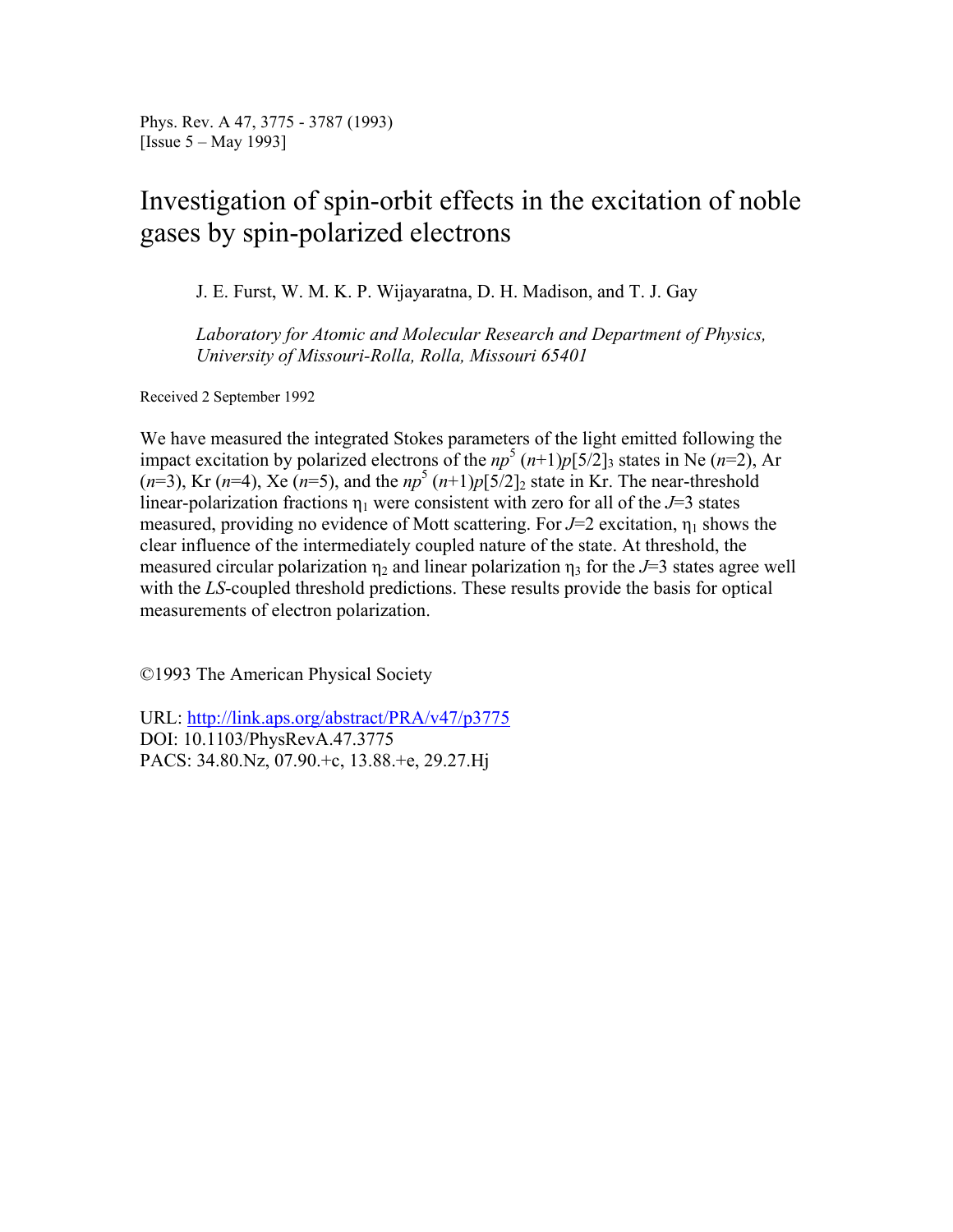Phys. Rev. A 47, 3775 - 3787 (1993)
[Issue 5 – May 1993]

# Investigation of spin-orbit effects in the excitation of noble gases by spin-polarized electrons

J. E. Furst, W. M. K. P. Wijayaratna, D. H. Madison, and T. J. Gay

*Laboratory for Atomic and Molecular Research and Department of Physics, University of Missouri-Rolla, Rolla, Missouri 65401*

Received 2 September 1992

We have measured the integrated Stokes parameters of the light emitted following the impact excitation by polarized electrons of the $np^5$ $(n+1)p[5/2]_3$ states in Ne ($n$=2), Ar ($n$=3), Kr ($n$=4), Xe ($n$=5), and the $np^5$ $(n+1)p[5/2]_2$ state in Kr. The near-threshold linear-polarization fractions $\eta_1$ were consistent with zero for all of the $J$=3 states measured, providing no evidence of Mott scattering. For $J$=2 excitation, $\eta_1$ shows the clear influence of the intermediately coupled nature of the state. At threshold, the measured circular polarization $\eta_2$ and linear polarization $\eta_3$ for the $J$=3 states agree well with the $LS$-coupled threshold predictions. These results provide the basis for optical measurements of electron polarization.

©1993 The American Physical Society

URL: http://link.aps.org/abstract/PRA/v47/p3775
DOI: 10.1103/PhysRevA.47.3775
PACS: 34.80.Nz, 07.90.+c, 13.88.+e, 29.27.Hj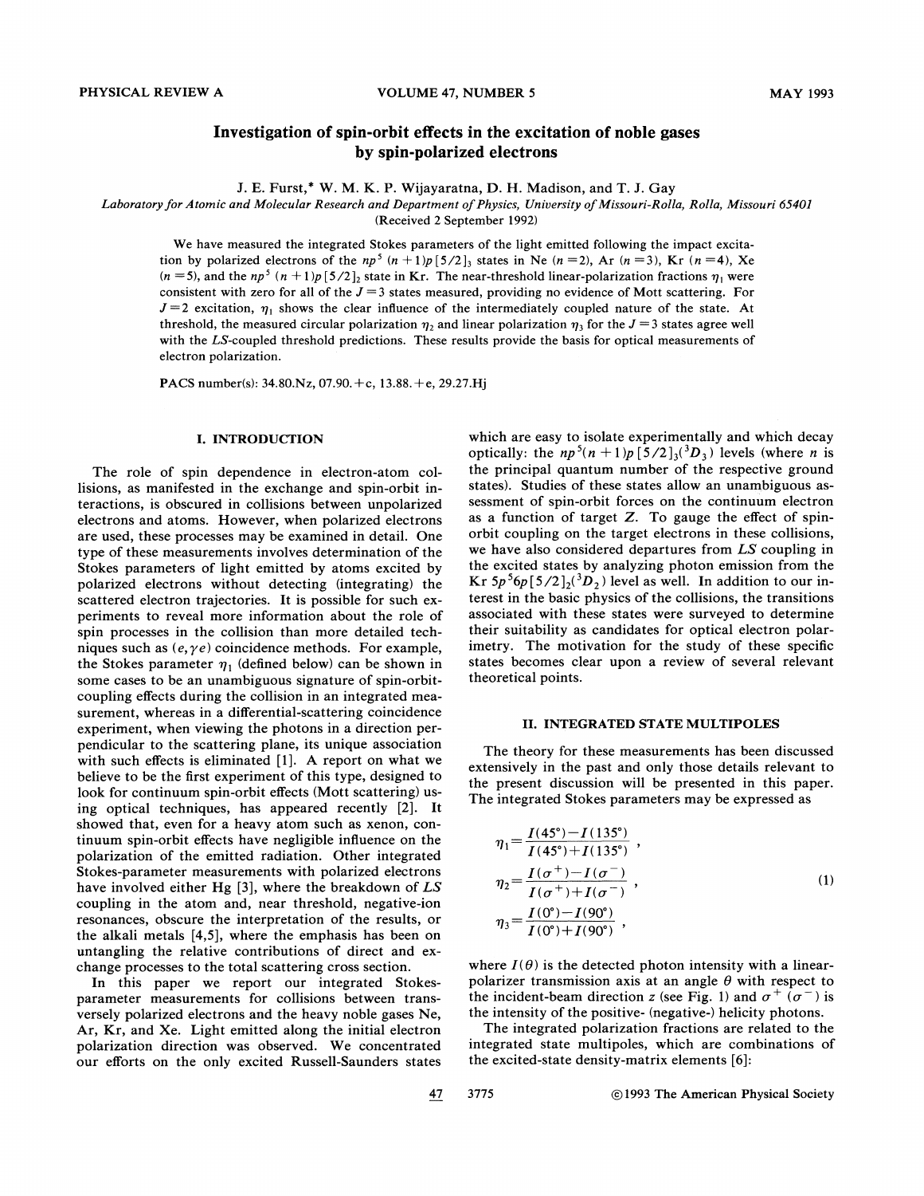# Investigation of spin-orbit effects in the excitation of noble gases by spin-polarized electrons

J. E. Furst,* W. M. K. P. Wijayaratna, D. H. Madison, and T. J. Gay

*Laboratory for Atomic and Molecular Research and Department of Physics, University of Missouri-Rolla, Rolla, Missouri 65401*

(Received 2 September 1992)

We have measured the integrated Stokes parameters of the light emitted following the impact excitation by polarized electrons of the $np^5\ (n+1)p\,[5/2]_3$ states in Ne ($n=2$), Ar ($n=3$), Kr ($n=4$), Xe ($n=5$), and the $np^5\ (n+1)p\,[5/2]_2$ state in Kr. The near-threshold linear-polarization fractions $\eta_1$ were consistent with zero for all of the $J=3$ states measured, providing no evidence of Mott scattering. For $J=2$ excitation, $\eta_1$ shows the clear influence of the intermediately coupled nature of the state. At threshold, the measured circular polarization $\eta_2$ and linear polarization $\eta_3$ for the $J=3$ states agree well with the $LS$-coupled threshold predictions. These results provide the basis for optical measurements of electron polarization.

PACS number(s): 34.80.Nz, 07.90.+c, 13.88.+e, 29.27.Hj

## I. INTRODUCTION

The role of spin dependence in electron-atom collisions, as manifested in the exchange and spin-orbit interactions, is obscured in collisions between unpolarized electrons and atoms. However, when polarized electrons are used, these processes may be examined in detail. One type of these measurements involves determination of the Stokes parameters of light emitted by atoms excited by polarized electrons without detecting (integrating) the scattered electron trajectories. It is possible for such experiments to reveal more information about the role of spin processes in the collision than more detailed techniques such as $(e,\gamma e)$ coincidence methods. For example, the Stokes parameter $\eta_1$ (defined below) can be shown in some cases to be an unambiguous signature of spin-orbit-coupling effects during the collision in an integrated measurement, whereas in a differential-scattering coincidence experiment, when viewing the photons in a direction perpendicular to the scattering plane, its unique association with such effects is eliminated [1]. A report on what we believe to be the first experiment of this type, designed to look for continuum spin-orbit effects (Mott scattering) using optical techniques, has appeared recently [2]. It showed that, even for a heavy atom such as xenon, continuum spin-orbit effects have negligible influence on the polarization of the emitted radiation. Other integrated Stokes-parameter measurements with polarized electrons have involved either Hg [3], where the breakdown of $LS$ coupling in the atom and, near threshold, negative-ion resonances, obscure the interpretation of the results, or the alkali metals [4,5], where the emphasis has been on untangling the relative contributions of direct and exchange processes to the total scattering cross section.

In this paper we report our integrated Stokes-parameter measurements for collisions between transversely polarized electrons and the heavy noble gases Ne, Ar, Kr, and Xe. Light emitted along the initial electron polarization direction was observed. We concentrated our efforts on the only excited Russell-Saunders states which are easy to isolate experimentally and which decay optically: the $np^5(n+1)p\,[5/2]_3(^3D_3)$ levels (where $n$ is the principal quantum number of the respective ground states). Studies of these states allow an unambiguous assessment of spin-orbit forces on the continuum electron as a function of target $Z$. To gauge the effect of spin-orbit coupling on the target electrons in these collisions, we have also considered departures from $LS$ coupling in the excited states by analyzing photon emission from the Kr $5p^56p\,[5/2]_2(^3D_2)$ level as well. In addition to our interest in the basic physics of the collisions, the transitions associated with these states were surveyed to determine their suitability as candidates for optical electron polarimetry. The motivation for the study of these specific states becomes clear upon a review of several relevant theoretical points.

## II. INTEGRATED STATE MULTIPOLES

The theory for these measurements has been discussed extensively in the past and only those details relevant to the present discussion will be presented in this paper. The integrated Stokes parameters may be expressed as

$$\eta_1=\frac{I(45^\circ)-I(135^\circ)}{I(45^\circ)+I(135^\circ)}\ ,$$
$$\eta_2=\frac{I(\sigma^+)-I(\sigma^-)}{I(\sigma^+)+I(\sigma^-)}\ ,\qquad (1)$$
$$\eta_3=\frac{I(0^\circ)-I(90^\circ)}{I(0^\circ)+I(90^\circ)}\ ,$$

where $I(\theta)$ is the detected photon intensity with a linear-polarizer transmission axis at an angle $\theta$ with respect to the incident-beam direction $z$ (see Fig. 1) and $\sigma^+$ ($\sigma^-$) is the intensity of the positive- (negative-) helicity photons.

The integrated polarization fractions are related to the integrated state multipoles, which are combinations of the excited-state density-matrix elements [6]: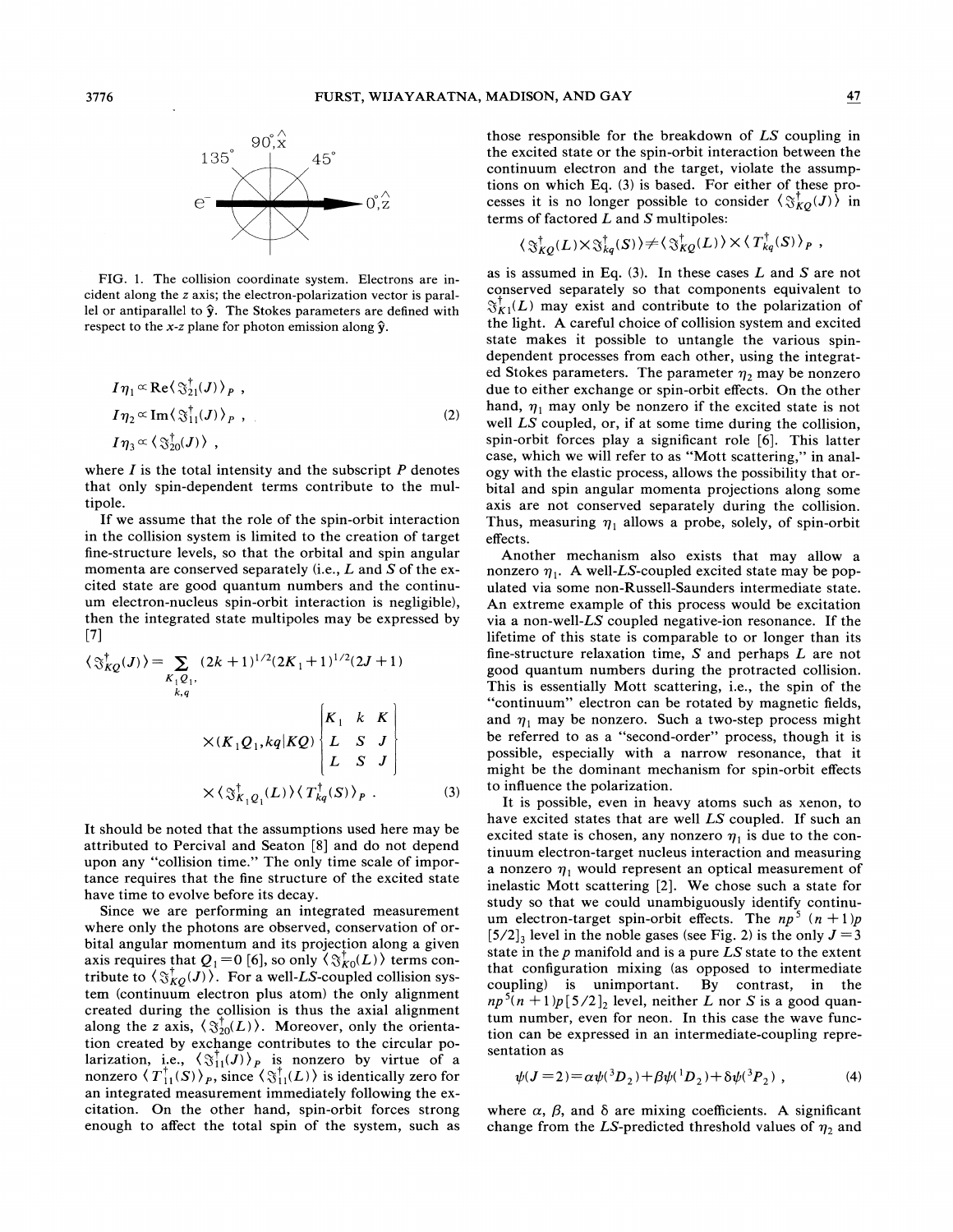FIG. 1. The collision coordinate system. Electrons are incident along the $z$ axis; the electron-polarization vector is parallel or antiparallel to $\hat{y}$. The Stokes parameters are defined with respect to the $x$-$z$ plane for photon emission along $\hat{y}$.

$$
\begin{aligned}
I\eta_1 &\propto \mathrm{Re}\langle \mathfrak{T}^\dagger_{21}(J)\rangle_P \ , \\
I\eta_2 &\propto \mathrm{Im}\langle \mathfrak{T}^\dagger_{11}(J)\rangle_P \ , \\
I\eta_3 &\propto \langle \mathfrak{T}^\dagger_{20}(J)\rangle \ ,
\end{aligned}
\tag{2}
$$

where $I$ is the total intensity and the subscript $P$ denotes that only spin-dependent terms contribute to the multipole.

If we assume that the role of the spin-orbit interaction in the collision system is limited to the creation of target fine-structure levels, so that the orbital and spin angular momenta are conserved separately (i.e., $L$ and $S$ of the excited state are good quantum numbers and the continuum electron-nucleus spin-orbit interaction is negligible), then the integrated state multipoles may be expressed by [7]

$$
\langle \mathfrak{T}^\dagger_{KQ}(J)\rangle = \sum_{\substack{K_1Q_1,\\ k,q}} (2k+1)^{1/2}(2K_1+1)^{1/2}(2J+1) \times (K_1Q_1,kq|KQ) \begin{Bmatrix} K_1 & k & K \\ L & S & J \\ L & S & J \end{Bmatrix} \times \langle \mathfrak{T}^\dagger_{K_1Q_1}(L)\rangle \langle T^\dagger_{kq}(S)\rangle_P \ . \tag{3}
$$

It should be noted that the assumptions used here may be attributed to Percival and Seaton [8] and do not depend upon any "collision time." The only time scale of importance requires that the fine structure of the excited state have time to evolve before its decay.

Since we are performing an integrated measurement where only the photons are observed, conservation of orbital angular momentum and its projection along a given axis requires that $Q_1=0$ [6], so only $\langle \mathfrak{T}^\dagger_{K0}(L)\rangle$ terms contribute to $\langle \mathfrak{T}^\dagger_{KQ}(J)\rangle$. For a well-$LS$-coupled collision system (continuum electron plus atom) the only alignment created during the collision is thus the axial alignment along the $z$ axis, $\langle \mathfrak{T}^\dagger_{20}(L)\rangle$. Moreover, only the orientation created by exchange contributes to the circular polarization, i.e., $\langle \mathfrak{T}^\dagger_{11}(J)\rangle_P$ is nonzero by virtue of a nonzero $\langle T^\dagger_{11}(S)\rangle_P$, since $\langle \mathfrak{T}^\dagger_{11}(L)\rangle$ is identically zero for an integrated measurement immediately following the excitation. On the other hand, spin-orbit forces strong enough to affect the total spin of the system, such as those responsible for the breakdown of $LS$ coupling in the excited state or the spin-orbit interaction between the continuum electron and the target, violate the assumptions on which Eq. (3) is based. For either of these processes it is no longer possible to consider $\langle \mathfrak{T}^\dagger_{KQ}(J)\rangle$ in terms of factored $L$ and $S$ multipoles:

$$
\langle \mathfrak{T}^\dagger_{KQ}(L)\times \mathfrak{T}^\dagger_{kq}(S)\rangle \neq \langle \mathfrak{T}^\dagger_{KQ}(L)\rangle \times \langle T^\dagger_{kq}(S)\rangle_P \ ,
$$

as is assumed in Eq. (3). In these cases $L$ and $S$ are not conserved separately so that components equivalent to $\mathfrak{T}^\dagger_{K1}(L)$ may exist and contribute to the polarization of the light. A careful choice of collision system and excited state makes it possible to untangle the various spin-dependent processes from each other, using the integrated Stokes parameters. The parameter $\eta_2$ may be nonzero due to either exchange or spin-orbit effects. On the other hand, $\eta_1$ may only be nonzero if the excited state is not well $LS$ coupled, or, if at some time during the collision, spin-orbit forces play a significant role [6]. This latter case, which we will refer to as "Mott scattering," in analogy with the elastic process, allows the possibility that orbital and spin angular momenta projections along some axis are not conserved separately during the collision. Thus, measuring $\eta_1$ allows a probe, solely, of spin-orbit effects.

Another mechanism also exists that may allow a nonzero $\eta_1$. A well-$LS$-coupled excited state may be populated via some non-Russell-Saunders intermediate state. An extreme example of this process would be excitation via a non-well-$LS$ coupled negative-ion resonance. If the lifetime of this state is comparable to or longer than its fine-structure relaxation time, $S$ and perhaps $L$ are not good quantum numbers during the protracted collision. This is essentially Mott scattering, i.e., the spin of the "continuum" electron can be rotated by magnetic fields, and $\eta_1$ may be nonzero. Such a two-step process might be referred to as a "second-order" process, though it is possible, especially with a narrow resonance, that it might be the dominant mechanism for spin-orbit effects to influence the polarization.

It is possible, even in heavy atoms such as xenon, to have excited states that are well $LS$ coupled. If such an excited state is chosen, any nonzero $\eta_1$ is due to the continuum electron-target nucleus interaction and measuring a nonzero $\eta_1$ would represent an optical measurement of inelastic Mott scattering [2]. We chose such a state for study so that we could unambiguously identify continuum electron-target spin-orbit effects. The $np^5$ $(n+1)p$ $[5/2]_3$ level in the noble gases (see Fig. 2) is the only $J=3$ state in the $p$ manifold and is a pure $LS$ state to the extent that configuration mixing (as opposed to intermediate coupling) is unimportant. By contrast, in the $np^5(n+1)p[5/2]_2$ level, neither $L$ nor $S$ is a good quantum number, even for neon. In this case the wave function can be expressed in an intermediate-coupling representation as

$$
\psi(J=2)=\alpha\psi(^3D_2)+\beta\psi(^1D_2)+\delta\psi(^3P_2) \ , \tag{4}
$$

where $\alpha$, $\beta$, and $\delta$ are mixing coefficients. A significant change from the $LS$-predicted threshold values of $\eta_2$ and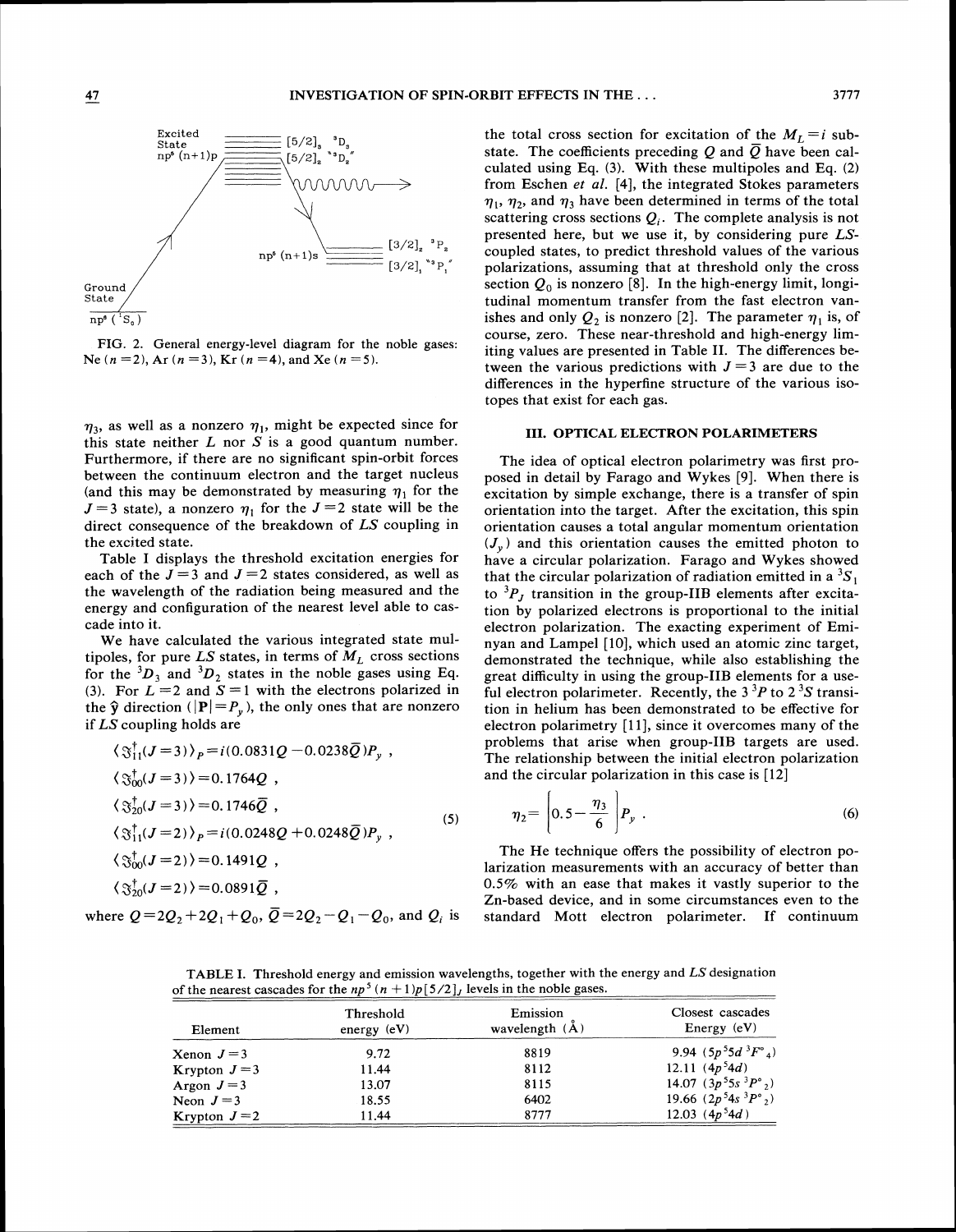FIG. 2. General energy-level diagram for the noble gases: Ne ($n=2$), Ar ($n=3$), Kr ($n=4$), and Xe ($n=5$).

$\eta_3$, as well as a nonzero $\eta_1$, might be expected since for this state neither $L$ nor $S$ is a good quantum number. Furthermore, if there are no significant spin-orbit forces between the continuum electron and the target nucleus (and this may be demonstrated by measuring $\eta_1$ for the $J=3$ state), a nonzero $\eta_1$ for the $J=2$ state will be the direct consequence of the breakdown of $LS$ coupling in the excited state.

Table I displays the threshold excitation energies for each of the $J=3$ and $J=2$ states considered, as well as the wavelength of the radiation being measured and the energy and configuration of the nearest level able to cascade into it.

We have calculated the various integrated state multipoles, for pure $LS$ states, in terms of $M_L$ cross sections for the ${}^3D_3$ and ${}^3D_2$ states in the noble gases using Eq. (3). For $L=2$ and $S=1$ with the electrons polarized in the $\hat{\mathbf{y}}$ direction ($|\mathbf{P}|=P_y$), the only ones that are nonzero if $LS$ coupling holds are

$$
\begin{aligned}
\langle \mathfrak{T}_{11}^{\dagger}(J=3)\rangle_P &= i(0.0831Q-0.0238\bar{Q})P_y \;, \\
\langle \mathfrak{T}_{00}^{\dagger}(J=3)\rangle &= 0.1764Q \;, \\
\langle \mathfrak{T}_{20}^{\dagger}(J=3)\rangle &= 0.1746\bar{Q} \;, \\
\langle \mathfrak{T}_{11}^{\dagger}(J=2)\rangle_P &= i(0.0248Q+0.0248\bar{Q})P_y \;, \\
\langle \mathfrak{T}_{00}^{\dagger}(J=2)\rangle &= 0.1491Q \;, \\
\langle \mathfrak{T}_{20}^{\dagger}(J=2)\rangle &= 0.0891\bar{Q} \;,
\end{aligned}
\tag{5}
$$

where $Q=2Q_2+2Q_1+Q_0$, $\bar{Q}=2Q_2-Q_1-Q_0$, and $Q_i$ is the total cross section for excitation of the $M_L=i$ substate. The coefficients preceding $Q$ and $\bar{Q}$ have been calculated using Eq. (3). With these multipoles and Eq. (2) from Eschen *et al.* [4], the integrated Stokes parameters $\eta_1$, $\eta_2$, and $\eta_3$ have been determined in terms of the total scattering cross sections $Q_i$. The complete analysis is not presented here, but we use it, by considering pure $LS$-coupled states, to predict threshold values of the various polarizations, assuming that at threshold only the cross section $Q_0$ is nonzero [8]. In the high-energy limit, longitudinal momentum transfer from the fast electron vanishes and only $Q_2$ is nonzero [2]. The parameter $\eta_1$ is, of course, zero. These near-threshold and high-energy limiting values are presented in Table II. The differences between the various predictions with $J=3$ are due to the differences in the hyperfine structure of the various isotopes that exist for each gas.

## III. OPTICAL ELECTRON POLARIMETERS

The idea of optical electron polarimetry was first proposed in detail by Farago and Wykes [9]. When there is excitation by simple exchange, there is a transfer of spin orientation into the target. After the excitation, this spin orientation causes a total angular momentum orientation ($J_y$) and this orientation causes the emitted photon to have a circular polarization. Farago and Wykes showed that the circular polarization of radiation emitted in a ${}^3S_1$ to ${}^3P_J$ transition in the group-IIB elements after excitation by polarized electrons is proportional to the initial electron polarization. The exacting experiment of Eminyan and Lampel [10], which used an atomic zinc target, demonstrated the technique, while also establishing the great difficulty in using the group-IIB elements for a useful electron polarimeter. Recently, the $3\,{}^3P$ to $2\,{}^3S$ transition in helium has been demonstrated to be effective for electron polarimetry [11], since it overcomes many of the problems that arise when group-IIB targets are used. The relationship between the initial electron polarization and the circular polarization in this case is [12]

$$
\eta_2 = \left[0.5-\frac{\eta_3}{6}\right]P_y \;. \tag{6}
$$

The He technique offers the possibility of electron polarization measurements with an accuracy of better than 0.5% with an ease that makes it vastly superior to the Zn-based device, and in some circumstances even to the standard Mott electron polarimeter. If continuum

TABLE I. Threshold energy and emission wavelengths, together with the energy and $LS$ designation of the nearest cascades for the $np^5(n+1)p[5/2]_J$ levels in the noble gases.

| Element | Threshold energy (eV) | Emission wavelength (Å) | Closest cascades Energy (eV) |
|---|---|---|---|
| Xenon $J=3$ | 9.72 | 8819 | 9.94 ($5p^55d\;{}^3F^{\circ}{}_4$) |
| Krypton $J=3$ | 11.44 | 8112 | 12.11 ($4p^54d$) |
| Argon $J=3$ | 13.07 | 8115 | 14.07 ($3p^55s\;{}^3P^{\circ}{}_2$) |
| Neon $J=3$ | 18.55 | 6402 | 19.66 ($2p^54s\;{}^3P^{\circ}{}_2$) |
| Krypton $J=2$ | 11.44 | 8777 | 12.03 ($4p^54d$) |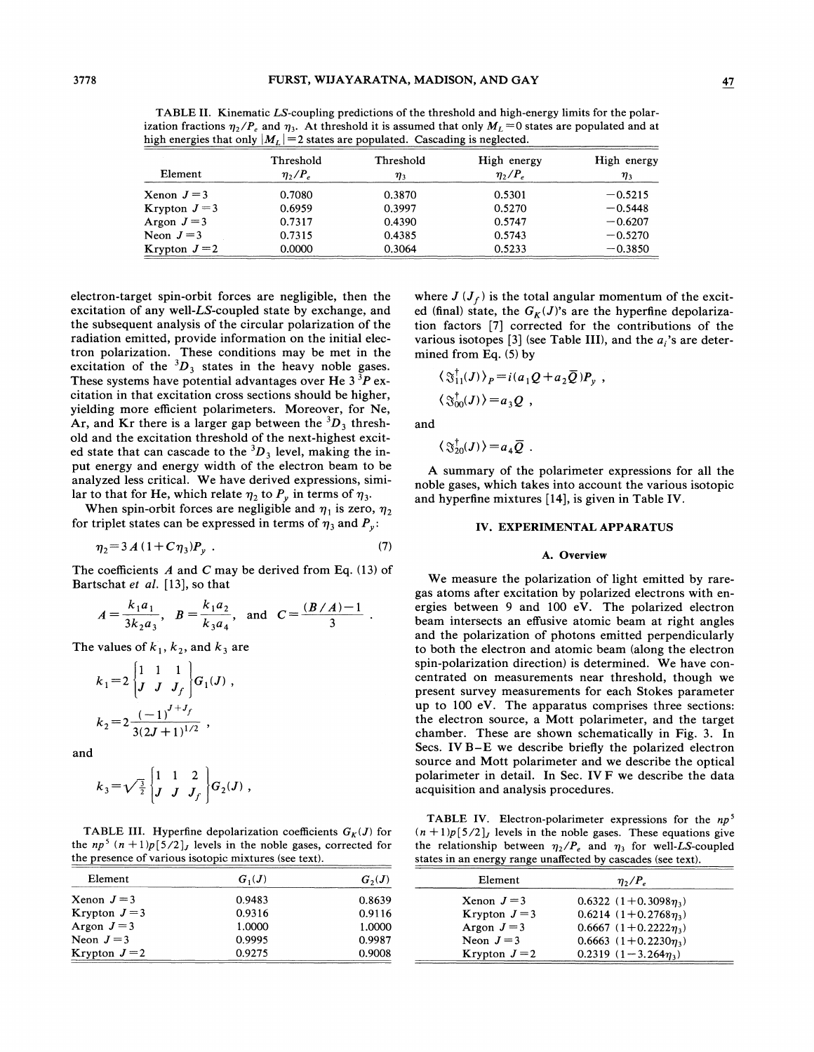TABLE II. Kinematic *LS*-coupling predictions of the threshold and high-energy limits for the polarization fractions $\eta_2/P_e$ and $\eta_3$. At threshold it is assumed that only $M_L=0$ states are populated and at high energies that only $|M_L|=2$ states are populated. Cascading is neglected.

| Element | Threshold $\eta_2/P_e$ | Threshold $\eta_3$ | High energy $\eta_2/P_e$ | High energy $\eta_3$ |
|---|---|---|---|---|
| Xenon $J=3$ | 0.7080 | 0.3870 | 0.5301 | $-0.5215$ |
| Krypton $J=3$ | 0.6959 | 0.3997 | 0.5270 | $-0.5448$ |
| Argon $J=3$ | 0.7317 | 0.4390 | 0.5747 | $-0.6207$ |
| Neon $J=3$ | 0.7315 | 0.4385 | 0.5743 | $-0.5270$ |
| Krypton $J=2$ | 0.0000 | 0.3064 | 0.5233 | $-0.3850$ |

electron-target spin-orbit forces are negligible, then the excitation of any well-*LS*-coupled state by exchange, and the subsequent analysis of the circular polarization of the radiation emitted, provide information on the initial electron polarization. These conditions may be met in the excitation of the $^3D_3$ states in the heavy noble gases. These systems have potential advantages over He 3 $^3P$ excitation in that excitation cross sections should be higher, yielding more efficient polarimeters. Moreover, for Ne, Ar, and Kr there is a larger gap between the $^3D_3$ threshold and the excitation threshold of the next-highest excited state that can cascade to the $^3D_3$ level, making the input energy and energy width of the electron beam to be analyzed less critical. We have derived expressions, similar to that for He, which relate $\eta_2$ to $P_y$ in terms of $\eta_3$.

When spin-orbit forces are negligible and $\eta_1$ is zero, $\eta_2$ for triplet states can be expressed in terms of $\eta_3$ and $P_y$:

$$\eta_2 = 3A(1+C\eta_3)P_y \ . \tag{7}$$

The coefficients $A$ and $C$ may be derived from Eq. (13) of Bartschat *et al.* [13], so that

$$A=\frac{k_1 a_1}{3k_2 a_3},\quad B=\frac{k_1 a_2}{k_3 a_4},\quad \text{and}\quad C=\frac{(B/A)-1}{3} \ .$$

The values of $k_1$, $k_2$, and $k_3$ are

$$k_1 = 2\begin{Bmatrix} 1 & 1 & 1 \\ J & J & J_f \end{Bmatrix} G_1(J) \ ,$$

$$k_2 = 2\frac{(-1)^{J+J_f}}{3(2J+1)^{1/2}} \ ,$$

and

$$k_3=\sqrt{\tfrac{3}{2}}\begin{Bmatrix} 1 & 1 & 2 \\ J & J & J_f \end{Bmatrix} G_2(J) \ ,$$

where $J$ ($J_f$) is the total angular momentum of the excited (final) state, the $G_K(J)$'s are the hyperfine depolarization factors [7] corrected for the contributions of the various isotopes [3] (see Table III), and the $a_i$'s are determined from Eq. (5) by

$$\langle \mathfrak{T}_{11}^{\dagger}(J)\rangle_P = i(a_1 Q + a_2 \bar{Q})P_y \ ,$$

$$\langle \mathfrak{T}_{00}^{\dagger}(J)\rangle = a_3 Q \ ,$$

and

$$\langle \mathfrak{T}_{20}^{\dagger}(J)\rangle = a_4 \bar{Q} \ .$$

A summary of the polarimeter expressions for all the noble gases, which takes into account the various isotopic and hyperfine mixtures [14], is given in Table IV.

TABLE III. Hyperfine depolarization coefficients $G_K(J)$ for the $np^5$ $(n+1)p[5/2]_J$ levels in the noble gases, corrected for the presence of various isotopic mixtures (see text).

| Element | $G_1(J)$ | $G_2(J)$ |
|---|---|---|
| Xenon $J=3$ | 0.9483 | 0.8639 |
| Krypton $J=3$ | 0.9316 | 0.9116 |
| Argon $J=3$ | 1.0000 | 1.0000 |
| Neon $J=3$ | 0.9995 | 0.9987 |
| Krypton $J=2$ | 0.9275 | 0.9008 |

## IV. EXPERIMENTAL APPARATUS

### A. Overview

We measure the polarization of light emitted by rare-gas atoms after excitation by polarized electrons with energies between 9 and 100 eV. The polarized electron beam intersects an effusive atomic beam at right angles and the polarization of photons emitted perpendicularly to both the electron and atomic beam (along the electron spin-polarization direction) is determined. We have concentrated on measurements near threshold, though we present survey measurements for each Stokes parameter up to 100 eV. The apparatus comprises three sections: the electron source, a Mott polarimeter, and the target chamber. These are shown schematically in Fig. 3. In Secs. IV B–E we describe briefly the polarized electron source and Mott polarimeter and we describe the optical polarimeter in detail. In Sec. IV F we describe the data acquisition and analysis procedures.

TABLE IV. Electron-polarimeter expressions for the $np^5$ $(n+1)p[5/2]_J$ levels in the noble gases. These equations give the relationship between $\eta_2/P_e$ and $\eta_3$ for well-*LS*-coupled states in an energy range unaffected by cascades (see text).

| Element | $\eta_2/P_e$ |
|---|---|
| Xenon $J=3$ | $0.6322\ (1+0.3098\eta_3)$ |
| Krypton $J=3$ | $0.6214\ (1+0.2768\eta_3)$ |
| Argon $J=3$ | $0.6667\ (1+0.2222\eta_3)$ |
| Neon $J=3$ | $0.6663\ (1+0.2230\eta_3)$ |
| Krypton $J=2$ | $0.2319\ (1-3.264\eta_3)$ |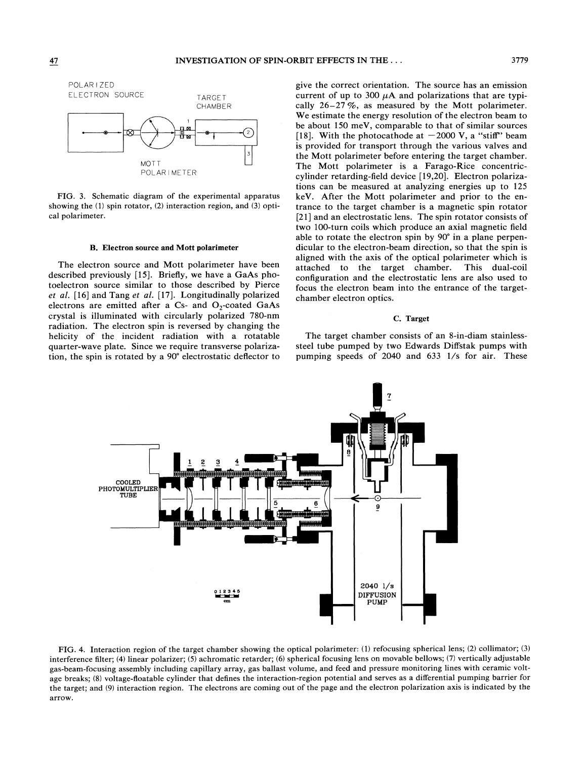FIG. 3. Schematic diagram of the experimental apparatus showing the (1) spin rotator, (2) interaction region, and (3) optical polarimeter.

### B. Electron source and Mott polarimeter

The electron source and Mott polarimeter have been described previously [15]. Briefly, we have a GaAs photoelectron source similar to those described by Pierce *et al.* [16] and Tang *et al.* [17]. Longitudinally polarized electrons are emitted after a Cs- and $O_2$-coated GaAs crystal is illuminated with circularly polarized 780-nm radiation. The electron spin is reversed by changing the helicity of the incident radiation with a rotatable quarter-wave plate. Since we require transverse polarization, the spin is rotated by a 90° electrostatic deflector to give the correct orientation. The source has an emission current of up to 300 $\mu$A and polarizations that are typically 26–27 %, as measured by the Mott polarimeter. We estimate the energy resolution of the electron beam to be about 150 meV, comparable to that of similar sources [18]. With the photocathode at $-2000$ V, a "stiff" beam is provided for transport through the various valves and the Mott polarimeter before entering the target chamber. The Mott polarimeter is a Farago-Rice concentric-cylinder retarding-field device [19,20]. Electron polarizations can be measured at analyzing energies up to 125 keV. After the Mott polarimeter and prior to the entrance to the target chamber is a magnetic spin rotator [21] and an electrostatic lens. The spin rotator consists of two 100-turn coils which produce an axial magnetic field able to rotate the electron spin by 90° in a plane perpendicular to the electron-beam direction, so that the spin is aligned with the axis of the optical polarimeter which is attached to the target chamber. This dual-coil configuration and the electrostatic lens are also used to focus the electron beam into the entrance of the target-chamber electron optics.

### C. Target

The target chamber consists of an 8-in-diam stainless-steel tube pumped by two Edwards Diffstak pumps with pumping speeds of 2040 and 633 l/s for air. These

FIG. 4. Interaction region of the target chamber showing the optical polarimeter: (1) refocusing spherical lens; (2) collimator; (3) interference filter; (4) linear polarizer; (5) achromatic retarder; (6) spherical focusing lens on movable bellows; (7) vertically adjustable gas-beam-focusing assembly including capillary array, gas ballast volume, and feed and pressure monitoring lines with ceramic voltage breaks; (8) voltage-floatable cylinder that defines the interaction-region potential and serves as a differential pumping barrier for the target; and (9) interaction region. The electrons are coming out of the page and the electron polarization axis is indicated by the arrow.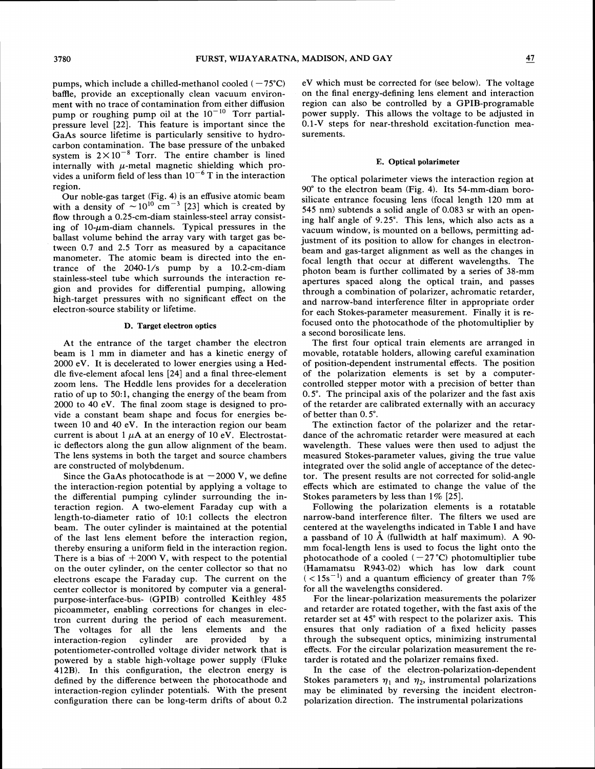pumps, which include a chilled-methanol cooled ($-75$°C) baffle, provide an exceptionally clean vacuum environment with no trace of contamination from either diffusion pump or roughing pump oil at the $10^{-10}$ Torr partial-pressure level [22]. This feature is important since the GaAs source lifetime is particularly sensitive to hydrocarbon contamination. The base pressure of the unbaked system is $2\times10^{-8}$ Torr. The entire chamber is lined internally with $\mu$-metal magnetic shielding which provides a uniform field of less than $10^{-6}$ T in the interaction region.

Our noble-gas target (Fig. 4) is an effusive atomic beam with a density of $\sim10^{10}$ cm$^{-3}$ [23] which is created by flow through a 0.25-cm-diam stainless-steel array consisting of 10-$\mu$m-diam channels. Typical pressures in the ballast volume behind the array vary with target gas between 0.7 and 2.5 Torr as measured by a capacitance manometer. The atomic beam is directed into the entrance of the 2040-l/s pump by a 10.2-cm-diam stainless-steel tube which surrounds the interaction region and provides for differential pumping, allowing high-target pressures with no significant effect on the electron-source stability or lifetime.

### D. Target electron optics

At the entrance of the target chamber the electron beam is 1 mm in diameter and has a kinetic energy of 2000 eV. It is decelerated to lower energies using a Heddle five-element afocal lens [24] and a final three-element zoom lens. The Heddle lens provides for a deceleration ratio of up to 50:1, changing the energy of the beam from 2000 to 40 eV. The final zoom stage is designed to provide a constant beam shape and focus for energies between 10 and 40 eV. In the interaction region our beam current is about 1 $\mu$A at an energy of 10 eV. Electrostatic deflectors along the gun allow alignment of the beam. The lens systems in both the target and source chambers are constructed of molybdenum.

Since the GaAs photocathode is at $-2000$ V, we define the interaction-region potential by applying a voltage to the differential pumping cylinder surrounding the interaction region. A two-element Faraday cup with a length-to-diameter ratio of 10:1 collects the electron beam. The outer cylinder is maintained at the potential of the last lens element before the interaction region, thereby ensuring a uniform field in the interaction region. There is a bias of $+2000$ V, with respect to the potential on the outer cylinder, on the center collector so that no electrons escape the Faraday cup. The current on the center collector is monitored by computer via a general-purpose-interface-bus- (GPIB) controlled Keithley 485 picoammeter, enabling corrections for changes in electron current during the period of each measurement. The voltages for all the lens elements and the interaction-region cylinder are provided by a potentiometer-controlled voltage divider network that is powered by a stable high-voltage power supply (Fluke 412B). In this configuration, the electron energy is defined by the difference between the photocathode and interaction-region cylinder potentials. With the present configuration there can be long-term drifts of about 0.2 eV which must be corrected for (see below). The voltage on the final energy-defining lens element and interaction region can also be controlled by a GPIB-programable power supply. This allows the voltage to be adjusted in 0.1-V steps for near-threshold excitation-function measurements.

### E. Optical polarimeter

The optical polarimeter views the interaction region at 90° to the electron beam (Fig. 4). Its 54-mm-diam borosilicate entrance focusing lens (focal length 120 mm at 545 nm) subtends a solid angle of 0.083 sr with an opening half angle of 9.25°. This lens, which also acts as a vacuum window, is mounted on a bellows, permitting adjustment of its position to allow for changes in electron-beam and gas-target alignment as well as the changes in focal length that occur at different wavelengths. The photon beam is further collimated by a series of 38-mm apertures spaced along the optical train, and passes through a combination of polarizer, achromatic retarder, and narrow-band interference filter in appropriate order for each Stokes-parameter measurement. Finally it is refocused onto the photocathode of the photomultiplier by a second borosilicate lens.

The first four optical train elements are arranged in movable, rotatable holders, allowing careful examination of position-dependent instrumental effects. The position of the polarization elements is set by a computer-controlled stepper motor with a precision of better than 0.5°. The principal axis of the polarizer and the fast axis of the retarder are calibrated externally with an accuracy of better than 0.5°.

The extinction factor of the polarizer and the retardance of the achromatic retarder were measured at each wavelength. These values were then used to adjust the measured Stokes-parameter values, giving the true value integrated over the solid angle of acceptance of the detector. The present results are not corrected for solid-angle effects which are estimated to change the value of the Stokes parameters by less than 1% [25].

Following the polarization elements is a rotatable narrow-band interference filter. The filters we used are centered at the wavelengths indicated in Table I and have a passband of 10 Å (fullwidth at half maximum). A 90-mm focal-length lens is used to focus the light onto the photocathode of a cooled ($-27$°C) photomultiplier tube (Hamamatsu R943-02) which has low dark count ($<15$s$^{-1}$) and a quantum efficiency of greater than 7% for all the wavelengths considered.

For the linear-polarization measurements the polarizer and retarder are rotated together, with the fast axis of the retarder set at 45° with respect to the polarizer axis. This ensures that only radiation of a fixed helicity passes through the subsequent optics, minimizing instrumental effects. For the circular polarization measurement the retarder is rotated and the polarizer remains fixed.

In the case of the electron-polarization-dependent Stokes parameters $\eta_1$ and $\eta_2$, instrumental polarizations may be eliminated by reversing the incident electron-polarization direction. The instrumental polarizations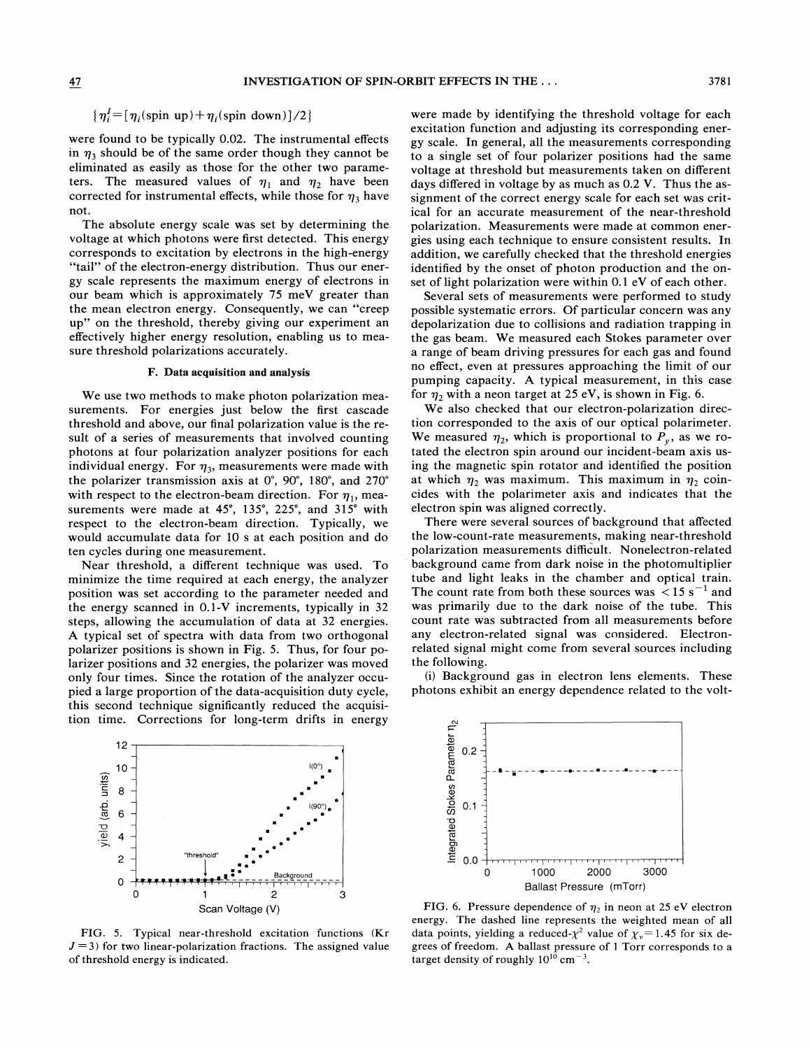$\{\eta_i^I = [\eta_i(\text{spin up}) + \eta_i(\text{spin down})]/2\}$

were found to be typically 0.02. The instrumental effects in $\eta_3$ should be of the same order though they cannot be eliminated as easily as those for the other two parameters. The measured values of $\eta_1$ and $\eta_2$ have been corrected for instrumental effects, while those for $\eta_3$ have not.

The absolute energy scale was set by determining the voltage at which photons were first detected. This energy corresponds to excitation by electrons in the high-energy "tail" of the electron-energy distribution. Thus our energy scale represents the maximum energy of electrons in our beam which is approximately 75 meV greater than the mean electron energy. Consequently, we can "creep up" on the threshold, thereby giving our experiment an effectively higher energy resolution, enabling us to measure threshold polarizations accurately.

### F. Data acquisition and analysis

We use two methods to make photon polarization measurements. For energies just below the first cascade threshold and above, our final polarization value is the result of a series of measurements that involved counting photons at four polarization analyzer positions for each individual energy. For $\eta_3$, measurements were made with the polarizer transmission axis at 0°, 90°, 180°, and 270° with respect to the electron-beam direction. For $\eta_1$, measurements were made at 45°, 135°, 225°, and 315° with respect to the electron-beam direction. Typically, we would accumulate data for 10 s at each position and do ten cycles during one measurement.

Near threshold, a different technique was used. To minimize the time required at each energy, the analyzer position was set according to the parameter needed and the energy scanned in 0.1-V increments, typically in 32 steps, allowing the accumulation of data at 32 energies. A typical set of spectra with data from two orthogonal polarizer positions is shown in Fig. 5. Thus, for four polarizer positions and 32 energies, the polarizer was moved only four times. Since the rotation of the analyzer occupied a large proportion of the data-acquisition duty cycle, this second technique significantly reduced the acquisition time. Corrections for long-term drifts in energy were made by identifying the threshold voltage for each excitation function and adjusting its corresponding energy scale. In general, all the measurements corresponding to a single set of four polarizer positions had the same voltage at threshold but measurements taken on different days differed in voltage by as much as 0.2 V. Thus the assignment of the correct energy scale for each set was critical for an accurate measurement of the near-threshold polarization. Measurements were made at common energies using each technique to ensure consistent results. In addition, we carefully checked that the threshold energies identified by the onset of photon production and the onset of light polarization were within 0.1 eV of each other.

FIG. 5. Typical near-threshold excitation functions (Kr $J=3$) for two linear-polarization fractions. The assigned value of threshold energy is indicated.

Several sets of measurements were performed to study possible systematic errors. Of particular concern was any depolarization due to collisions and radiation trapping in the gas beam. We measured each Stokes parameter over a range of beam driving pressures for each gas and found no effect, even at pressures approaching the limit of our pumping capacity. A typical measurement, in this case for $\eta_2$ with a neon target at 25 eV, is shown in Fig. 6.

We also checked that our electron-polarization direction corresponded to the axis of our optical polarimeter. We measured $\eta_2$, which is proportional to $P_y$, as we rotated the electron spin around our incident-beam axis using the magnetic spin rotator and identified the position at which $\eta_2$ was maximum. This maximum in $\eta_2$ coincides with the polarimeter axis and indicates that the electron spin was aligned correctly.

There were several sources of background that affected the low-count-rate measurements, making near-threshold polarization measurements difficult. Nonelectron-related background came from dark noise in the photomultiplier tube and light leaks in the chamber and optical train. The count rate from both these sources was $< 15\ \text{s}^{-1}$ and was primarily due to the dark noise of the tube. This count rate was subtracted from all measurements before any electron-related signal was considered. Electron-related signal might come from several sources including the following.

(i) Background gas in electron lens elements. These photons exhibit an energy dependence related to the volt-

FIG. 6. Pressure dependence of $\eta_2$ in neon at 25 eV electron energy. The dashed line represents the weighted mean of all data points, yielding a reduced-$\chi^2$ value of $\chi_\nu = 1.45$ for six degrees of freedom. A ballast pressure of 1 Torr corresponds to a target density of roughly $10^{10}\ \text{cm}^{-3}$.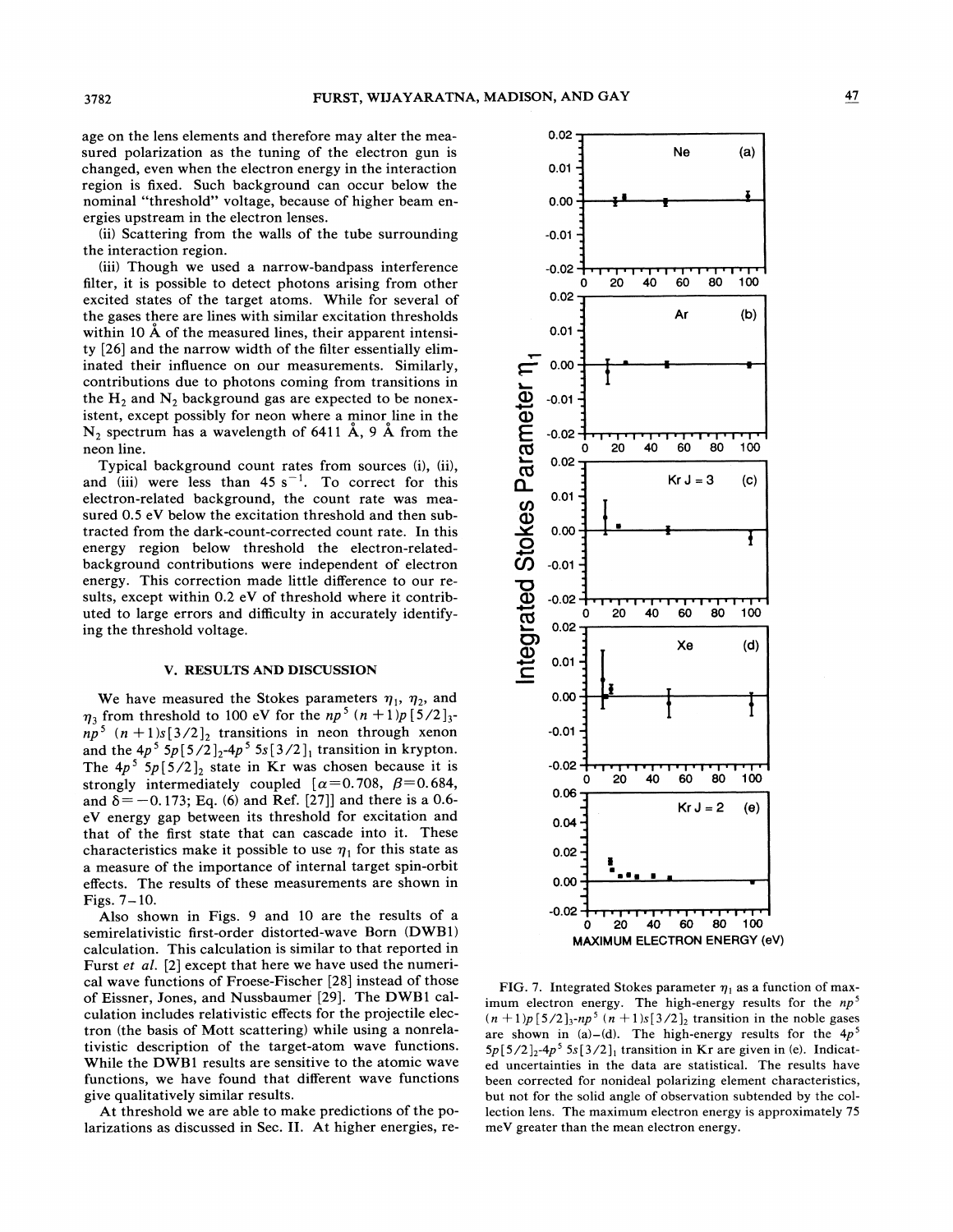age on the lens elements and therefore may alter the measured polarization as the tuning of the electron gun is changed, even when the electron energy in the interaction region is fixed. Such background can occur below the nominal "threshold" voltage, because of higher beam energies upstream in the electron lenses.

(ii) Scattering from the walls of the tube surrounding the interaction region.

(iii) Though we used a narrow-bandpass interference filter, it is possible to detect photons arising from other excited states of the target atoms. While for several of the gases there are lines with similar excitation thresholds within 10 Å of the measured lines, their apparent intensity [26] and the narrow width of the filter essentially eliminated their influence on our measurements. Similarly, contributions due to photons coming from transitions in the $H_2$ and $N_2$ background gas are expected to be nonexistent, except possibly for neon where a minor line in the $N_2$ spectrum has a wavelength of 6411 Å, 9 Å from the neon line.

Typical background count rates from sources (i), (ii), and (iii) were less than 45 $s^{-1}$. To correct for this electron-related background, the count rate was measured 0.5 eV below the excitation threshold and then subtracted from the dark-count-corrected count rate. In this energy region below threshold the electron-related-background contributions were independent of electron energy. This correction made little difference to our results, except within 0.2 eV of threshold where it contributed to large errors and difficulty in accurately identifying the threshold voltage.

## V. RESULTS AND DISCUSSION

We have measured the Stokes parameters $\eta_1$, $\eta_2$, and $\eta_3$ from threshold to 100 eV for the $np^5\,(n+1)p\,[5/2]_3$-$np^5\,(n+1)s\,[3/2]_2$ transitions in neon through xenon and the $4p^5\,5p\,[5/2]_2$-$4p^5\,5s\,[3/2]_1$ transition in krypton. The $4p^5\,5p\,[5/2]_2$ state in Kr was chosen because it is strongly intermediately coupled [$\alpha=0.708$, $\beta=0.684$, and $\delta=-0.173$; Eq. (6) and Ref. [27]] and there is a 0.6-eV energy gap between its threshold for excitation and that of the first state that can cascade into it. These characteristics make it possible to use $\eta_1$ for this state as a measure of the importance of internal target spin-orbit effects. The results of these measurements are shown in Figs. 7–10.

Also shown in Figs. 9 and 10 are the results of a semirelativistic first-order distorted-wave Born (DWB1) calculation. This calculation is similar to that reported in Furst *et al.* [2] except that here we have used the numerical wave functions of Froese-Fischer [28] instead of those of Eissner, Jones, and Nussbaumer [29]. The DWB1 calculation includes relativistic effects for the projectile electron (the basis of Mott scattering) while using a nonrelativistic description of the target-atom wave functions. While the DWB1 results are sensitive to the atomic wave functions, we have found that different wave functions give qualitatively similar results.

At threshold we are able to make predictions of the polarizations as discussed in Sec. II. At higher energies, re-

FIG. 7. Integrated Stokes parameter $\eta_1$ as a function of maximum electron energy. The high-energy results for the $np^5\,(n+1)p\,[5/2]_3$-$np^5\,(n+1)s\,[3/2]_2$ transition in the noble gases are shown in (a)–(d). The high-energy results for the $4p^5\,5p\,[5/2]_2$-$4p^5\,5s\,[3/2]_1$ transition in Kr are given in (e). Indicated uncertainties in the data are statistical. The results have been corrected for nonideal polarizing element characteristics, but not for the solid angle of observation subtended by the collection lens. The maximum electron energy is approximately 75 meV greater than the mean electron energy.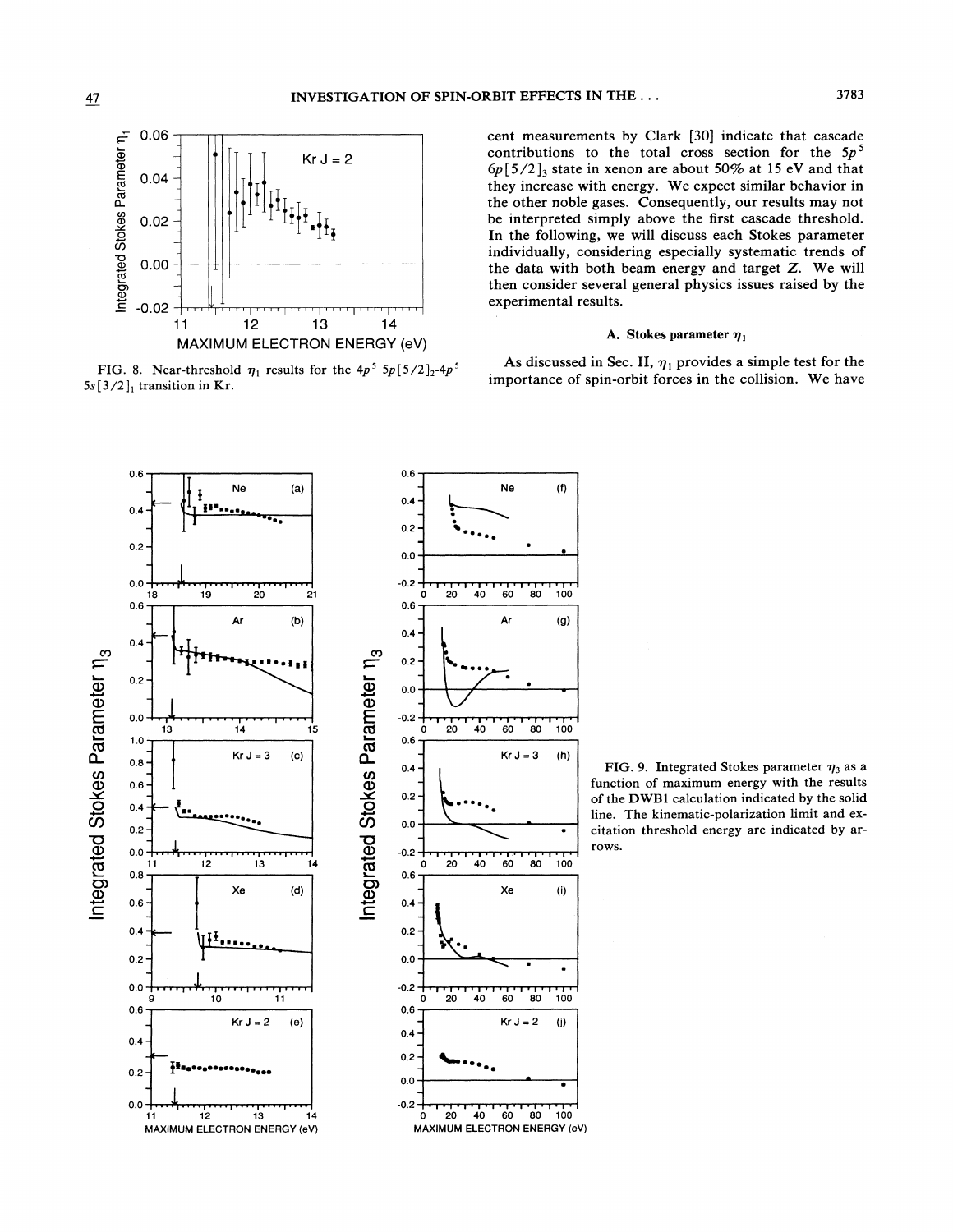FIG. 8. Near-threshold $\eta_1$ results for the $4p^5\,5p[5/2]_2$-$4p^5\,5s[3/2]_1$ transition in Kr.

cent measurements by Clark [30] indicate that cascade contributions to the total cross section for the $5p^5\,6p[5/2]_3$ state in xenon are about 50% at 15 eV and that they increase with energy. We expect similar behavior in the other noble gases. Consequently, our results may not be interpreted simply above the first cascade threshold. In the following, we will discuss each Stokes parameter individually, considering especially systematic trends of the data with both beam energy and target Z. We will then consider several general physics issues raised by the experimental results.

### A. Stokes parameter $\eta_1$

As discussed in Sec. II, $\eta_1$ provides a simple test for the importance of spin-orbit forces in the collision. We have

FIG. 9. Integrated Stokes parameter $\eta_3$ as a function of maximum energy with the results of the DWB1 calculation indicated by the solid line. The kinematic-polarization limit and excitation threshold energy are indicated by arrows.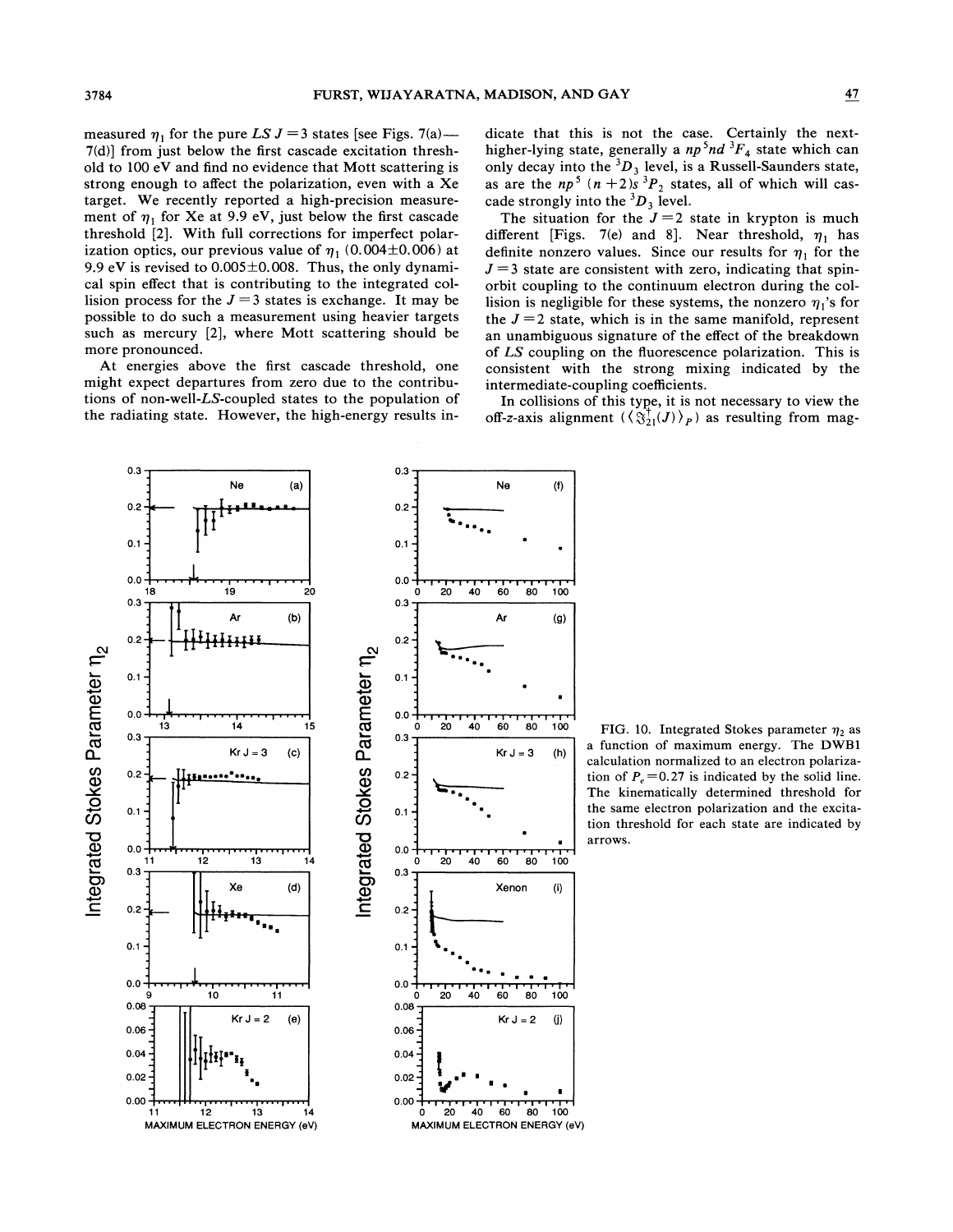measured $\eta_1$ for the pure $LS\ J=3$ states [see Figs. 7(a)—7(d)] from just below the first cascade excitation threshold to 100 eV and find no evidence that Mott scattering is strong enough to affect the polarization, even with a Xe target. We recently reported a high-precision measurement of $\eta_1$ for Xe at 9.9 eV, just below the first cascade threshold [2]. With full corrections for imperfect polarization optics, our previous value of $\eta_1$ ($0.004 \pm 0.006$) at 9.9 eV is revised to $0.005 \pm 0.008$. Thus, the only dynamical spin effect that is contributing to the integrated collision process for the $J=3$ states is exchange. It may be possible to do such a measurement using heavier targets such as mercury [2], where Mott scattering should be more pronounced.

At energies above the first cascade threshold, one might expect departures from zero due to the contributions of non-well-$LS$-coupled states to the population of the radiating state. However, the high-energy results indicate that this is not the case. Certainly the next-higher-lying state, generally a $np^5nd\ ^3F_4$ state which can only decay into the $^3D_3$ level, is a Russell-Saunders state, as are the $np^5\ (n+2)s\ ^3P_2$ states, all of which will cascade strongly into the $^3D_3$ level.

The situation for the $J=2$ state in krypton is much different [Figs. 7(e) and 8]. Near threshold, $\eta_1$ has definite nonzero values. Since our results for $\eta_1$ for the $J=3$ state are consistent with zero, indicating that spin-orbit coupling to the continuum electron during the collision is negligible for these systems, the nonzero $\eta_1$'s for the $J=2$ state, which is in the same manifold, represent an unambiguous signature of the effect of the breakdown of $LS$ coupling on the fluorescence polarization. This is consistent with the strong mixing indicated by the intermediate-coupling coefficients.

In collisions of this type, it is not necessary to view the off-$z$-axis alignment ($\langle \Im_{21}^{\dagger}(J) \rangle_P$) as resulting from mag-

FIG. 10. Integrated Stokes parameter $\eta_2$ as a function of maximum energy. The DWB1 calculation normalized to an electron polarization of $P_e=0.27$ is indicated by the solid line. The kinematically determined threshold for the same electron polarization and the excitation threshold for each state are indicated by arrows.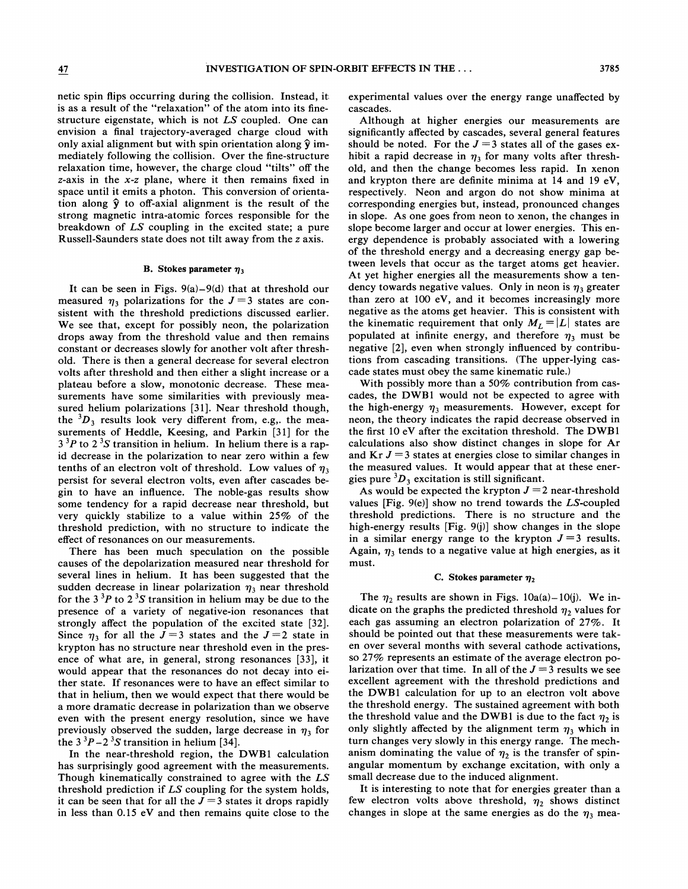netic spin flips occurring during the collision. Instead, it is as a result of the "relaxation" of the atom into its fine-structure eigenstate, which is not $LS$ coupled. One can envision a final trajectory-averaged charge cloud with only axial alignment but with spin orientation along $\hat{y}$ immediately following the collision. Over the fine-structure relaxation time, however, the charge cloud "tilts" off the $z$-axis in the $x$-$z$ plane, where it then remains fixed in space until it emits a photon. This conversion of orientation along $\hat{y}$ to off-axial alignment is the result of the strong magnetic intra-atomic forces responsible for the breakdown of $LS$ coupling in the excited state; a pure Russell-Saunders state does not tilt away from the $z$ axis.

### B. Stokes parameter $\eta_3$

It can be seen in Figs. 9(a)–9(d) that at threshold our measured $\eta_3$ polarizations for the $J=3$ states are consistent with the threshold predictions discussed earlier. We see that, except for possibly neon, the polarization drops away from the threshold value and then remains constant or decreases slowly for another volt after threshold. There is then a general decrease for several electron volts after threshold and then either a slight increase or a plateau before a slow, monotonic decrease. These measurements have some similarities with previously measured helium polarizations [31]. Near threshold though, the $^3D_3$ results look very different from, e.g., the measurements of Heddle, Keesing, and Parkin [31] for the $3\,^3P$ to $2\,^3S$ transition in helium. In helium there is a rapid decrease in the polarization to near zero within a few tenths of an electron volt of threshold. Low values of $\eta_3$ persist for several electron volts, even after cascades begin to have an influence. The noble-gas results show some tendency for a rapid decrease near threshold, but very quickly stabilize to a value within 25% of the threshold prediction, with no structure to indicate the effect of resonances on our measurements.

There has been much speculation on the possible causes of the depolarization measured near threshold for several lines in helium. It has been suggested that the sudden decrease in linear polarization $\eta_3$ near threshold for the $3\,^3P$ to $2\,^3S$ transition in helium may be due to the presence of a variety of negative-ion resonances that strongly affect the population of the excited state [32]. Since $\eta_3$ for all the $J=3$ states and the $J=2$ state in krypton has no structure near threshold even in the presence of what are, in general, strong resonances [33], it would appear that the resonances do not decay into either state. If resonances were to have an effect similar to that in helium, then we would expect that there would be a more dramatic decrease in polarization than we observe even with the present energy resolution, since we have previously observed the sudden, large decrease in $\eta_3$ for the $3\,^3P$–$2\,^3S$ transition in helium [34].

In the near-threshold region, the DWB1 calculation has surprisingly good agreement with the measurements. Though kinematically constrained to agree with the $LS$ threshold prediction if $LS$ coupling for the system holds, it can be seen that for all the $J=3$ states it drops rapidly in less than 0.15 eV and then remains quite close to the experimental values over the energy range unaffected by cascades.

Although at higher energies our measurements are significantly affected by cascades, several general features should be noted. For the $J=3$ states all of the gases exhibit a rapid decrease in $\eta_3$ for many volts after threshold, and then the change becomes less rapid. In xenon and krypton there are definite minima at 14 and 19 eV, respectively. Neon and argon do not show minima at corresponding energies but, instead, pronounced changes in slope. As one goes from neon to xenon, the changes in slope become larger and occur at lower energies. This energy dependence is probably associated with a lowering of the threshold energy and a decreasing energy gap between levels that occur as the target atoms get heavier. At yet higher energies all the measurements show a tendency towards negative values. Only in neon is $\eta_3$ greater than zero at 100 eV, and it becomes increasingly more negative as the atoms get heavier. This is consistent with the kinematic requirement that only $M_L=|L|$ states are populated at infinite energy, and therefore $\eta_3$ must be negative [2], even when strongly influenced by contributions from cascading transitions. (The upper-lying cascade states must obey the same kinematic rule.)

With possibly more than a 50% contribution from cascades, the DWB1 would not be expected to agree with the high-energy $\eta_3$ measurements. However, except for neon, the theory indicates the rapid decrease observed in the first 10 eV after the excitation threshold. The DWB1 calculations also show distinct changes in slope for Ar and Kr $J=3$ states at energies close to similar changes in the measured values. It would appear that at these energies pure $^3D_3$ excitation is still significant.

As would be expected the krypton $J=2$ near-threshold values [Fig. 9(e)] show no trend towards the $LS$-coupled threshold predictions. There is no structure and the high-energy results [Fig. 9(j)] show changes in the slope in a similar energy range to the krypton $J=3$ results. Again, $\eta_3$ tends to a negative value at high energies, as it must.

### C. Stokes parameter $\eta_2$

The $\eta_2$ results are shown in Figs. 10(a)–10(j). We indicate on the graphs the predicted threshold $\eta_2$ values for each gas assuming an electron polarization of 27%. It should be pointed out that these measurements were taken over several months with several cathode activations, so 27% represents an estimate of the average electron polarization over that time. In all of the $J=3$ results we see excellent agreement with the threshold predictions and the DWB1 calculation for up to an electron volt above the threshold energy. The sustained agreement with both the threshold value and the DWB1 is due to the fact $\eta_2$ is only slightly affected by the alignment term $\eta_3$ which in turn changes very slowly in this energy range. The mechanism dominating the value of $\eta_2$ is the transfer of spin-angular momentum by exchange excitation, with only a small decrease due to the induced alignment.

It is interesting to note that for energies greater than a few electron volts above threshold, $\eta_2$ shows distinct changes in slope at the same energies as do the $\eta_3$ mea-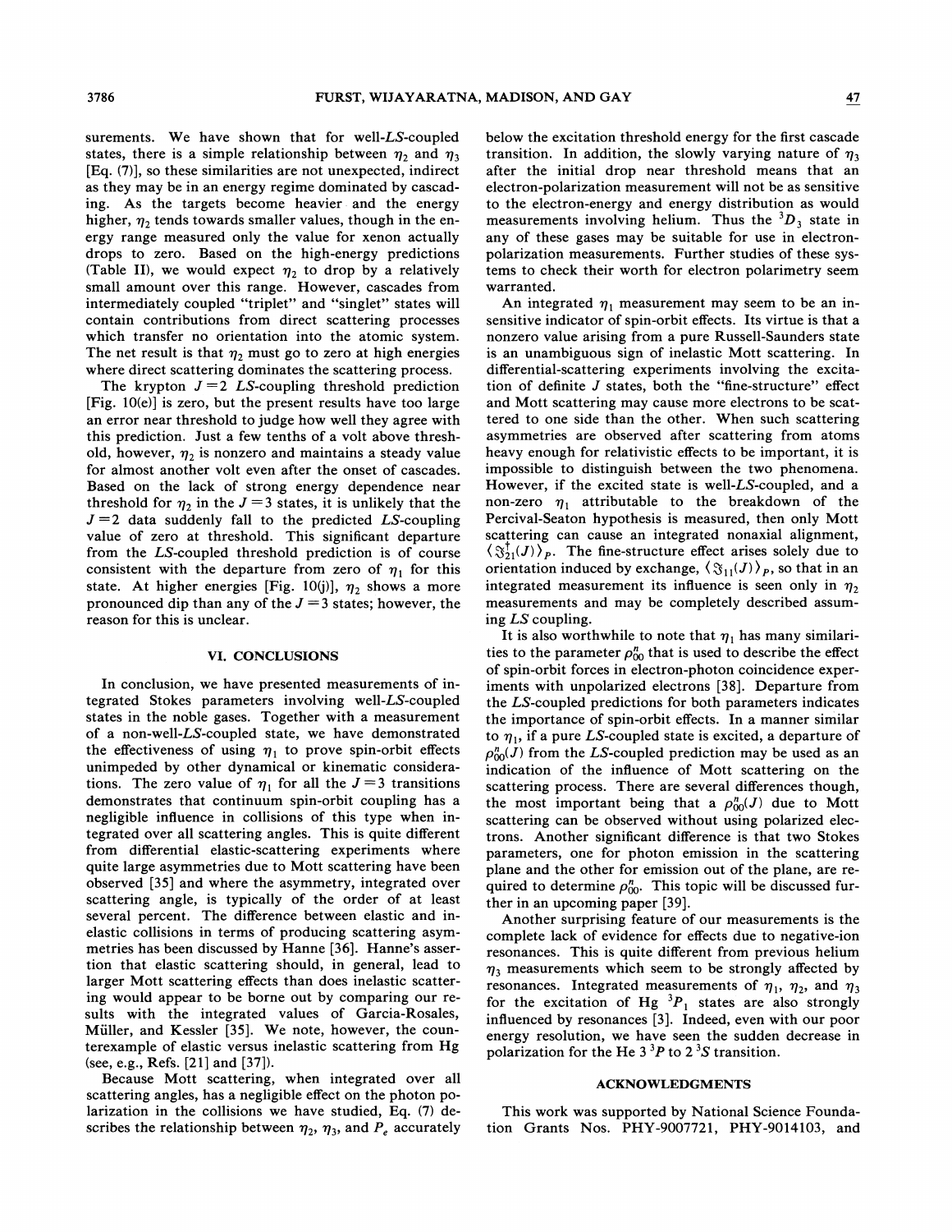surements. We have shown that for well-*LS*-coupled states, there is a simple relationship between $\eta_2$ and $\eta_3$ [Eq. (7)], so these similarities are not unexpected, indirect as they may be in an energy regime dominated by cascading. As the targets become heavier and the energy higher, $\eta_2$ tends towards smaller values, though in the energy range measured only the value for xenon actually drops to zero. Based on the high-energy predictions (Table II), we would expect $\eta_2$ to drop by a relatively small amount over this range. However, cascades from intermediately coupled "triplet" and "singlet" states will contain contributions from direct scattering processes which transfer no orientation into the atomic system. The net result is that $\eta_2$ must go to zero at high energies where direct scattering dominates the scattering process.

The krypton $J=2$ *LS*-coupling threshold prediction [Fig. 10(e)] is zero, but the present results have too large an error near threshold to judge how well they agree with this prediction. Just a few tenths of a volt above threshold, however, $\eta_2$ is nonzero and maintains a steady value for almost another volt even after the onset of cascades. Based on the lack of strong energy dependence near threshold for $\eta_2$ in the $J=3$ states, it is unlikely that the $J=2$ data suddenly fall to the predicted *LS*-coupling value of zero at threshold. This significant departure from the *LS*-coupled threshold prediction is of course consistent with the departure from zero of $\eta_1$ for this state. At higher energies [Fig. 10(j)], $\eta_2$ shows a more pronounced dip than any of the $J=3$ states; however, the reason for this is unclear.

## VI. CONCLUSIONS

In conclusion, we have presented measurements of integrated Stokes parameters involving well-*LS*-coupled states in the noble gases. Together with a measurement of a non-well-*LS*-coupled state, we have demonstrated the effectiveness of using $\eta_1$ to prove spin-orbit effects unimpeded by other dynamical or kinematic considerations. The zero value of $\eta_1$ for all the $J=3$ transitions demonstrates that continuum spin-orbit coupling has a negligible influence in collisions of this type when integrated over all scattering angles. This is quite different from differential elastic-scattering experiments where quite large asymmetries due to Mott scattering have been observed [35] and where the asymmetry, integrated over scattering angle, is typically of the order of at least several percent. The difference between elastic and inelastic collisions in terms of producing scattering asymmetries has been discussed by Hanne [36]. Hanne's assertion that elastic scattering should, in general, lead to larger Mott scattering effects than does inelastic scattering would appear to be borne out by comparing our results with the integrated values of Garcia-Rosales, Müller, and Kessler [35]. We note, however, the counterexample of elastic versus inelastic scattering from Hg (see, e.g., Refs. [21] and [37]).

Because Mott scattering, when integrated over all scattering angles, has a negligible effect on the photon polarization in the collisions we have studied, Eq. (7) describes the relationship between $\eta_2$, $\eta_3$, and $P_e$ accurately below the excitation threshold energy for the first cascade transition. In addition, the slowly varying nature of $\eta_3$ after the initial drop near threshold means that an electron-polarization measurement will not be as sensitive to the electron-energy and energy distribution as would measurements involving helium. Thus the $^3D_3$ state in any of these gases may be suitable for use in electron-polarization measurements. Further studies of these systems to check their worth for electron polarimetry seem warranted.

An integrated $\eta_1$ measurement may seem to be an insensitive indicator of spin-orbit effects. Its virtue is that a nonzero value arising from a pure Russell-Saunders state is an unambiguous sign of inelastic Mott scattering. In differential-scattering experiments involving the excitation of definite $J$ states, both the "fine-structure" effect and Mott scattering may cause more electrons to be scattered to one side than the other. When such scattering asymmetries are observed after scattering from atoms heavy enough for relativistic effects to be important, it is impossible to distinguish between the two phenomena. However, if the excited state is well-*LS*-coupled, and a non-zero $\eta_1$ attributable to the breakdown of the Percival-Seaton hypothesis is measured, then only Mott scattering can cause an integrated nonaxial alignment, $\langle \mathfrak{I}_{21}^{\dagger}(J) \rangle_P$. The fine-structure effect arises solely due to orientation induced by exchange, $\langle \mathfrak{I}_{11}(J) \rangle_P$, so that in an integrated measurement its influence is seen only in $\eta_2$ measurements and may be completely described assuming *LS* coupling.

It is also worthwhile to note that $\eta_1$ has many similarities to the parameter $\rho_{00}^{n}$ that is used to describe the effect of spin-orbit forces in electron-photon coincidence experiments with unpolarized electrons [38]. Departure from the *LS*-coupled predictions for both parameters indicates the importance of spin-orbit effects. In a manner similar to $\eta_1$, if a pure *LS*-coupled state is excited, a departure of $\rho_{00}^{n}(J)$ from the *LS*-coupled prediction may be used as an indication of the influence of Mott scattering on the scattering process. There are several differences though, the most important being that a $\rho_{00}^{n}(J)$ due to Mott scattering can be observed without using polarized electrons. Another significant difference is that two Stokes parameters, one for photon emission in the scattering plane and the other for emission out of the plane, are required to determine $\rho_{00}^{n}$. This topic will be discussed further in an upcoming paper [39].

Another surprising feature of our measurements is the complete lack of evidence for effects due to negative-ion resonances. This is quite different from previous helium $\eta_3$ measurements which seem to be strongly affected by resonances. Integrated measurements of $\eta_1$, $\eta_2$, and $\eta_3$ for the excitation of Hg $^3P_1$ states are also strongly influenced by resonances [3]. Indeed, even with our poor energy resolution, we have seen the sudden decrease in polarization for the He $3\,^3P$ to $2\,^3S$ transition.

## ACKNOWLEDGMENTS

This work was supported by National Science Foundation Grants Nos. PHY-9007721, PHY-9014103, and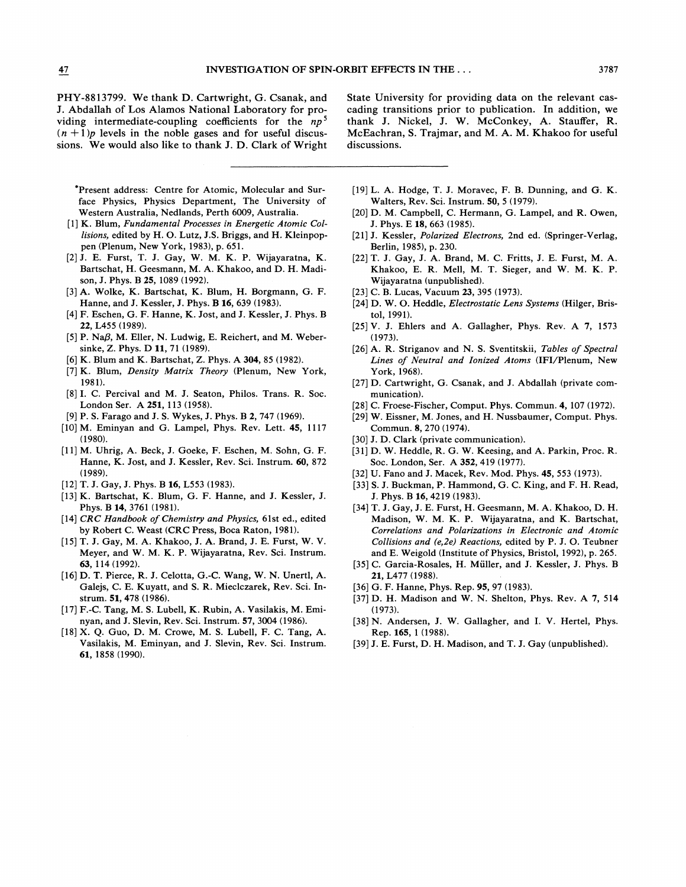PHY-8813799. We thank D. Cartwright, G. Csanak, and J. Abdallah of Los Alamos National Laboratory for providing intermediate-coupling coefficients for the $np^5$ $(n+1)p$ levels in the noble gases and for useful discussions. We would also like to thank J. D. Clark of Wright State University for providing data on the relevant cascading transitions prior to publication. In addition, we thank J. Nickel, J. W. McConkey, A. Stauffer, R. McEachran, S. Trajmar, and M. A. M. Khakoo for useful discussions.

---

*Present address: Centre for Atomic, Molecular and Surface Physics, Physics Department, The University of Western Australia, Nedlands, Perth 6009, Australia.

[1] K. Blum, *Fundamental Processes in Energetic Atomic Collisions,* edited by H. O. Lutz, J.S. Briggs, and H. Kleinpoppen (Plenum, New York, 1983), p. 651.

[2] J. E. Furst, T. J. Gay, W. M. K. P. Wijayaratna, K. Bartschat, H. Geesmann, M. A. Khakoo, and D. H. Madison, J. Phys. B **25**, 1089 (1992).

[3] A. Wolke, K. Bartschat, K. Blum, H. Borgmann, G. F. Hanne, and J. Kessler, J. Phys. B **16**, 639 (1983).

[4] F. Eschen, G. F. Hanne, K. Jost, and J. Kessler, J. Phys. B **22**, L455 (1989).

[5] P. Naß, M. Eller, N. Ludwig, E. Reichert, and M. Webersinke, Z. Phys. D **11**, 71 (1989).

[6] K. Blum and K. Bartschat, Z. Phys. A **304**, 85 (1982).

[7] K. Blum, *Density Matrix Theory* (Plenum, New York, 1981).

[8] I. C. Percival and M. J. Seaton, Philos. Trans. R. Soc. London Ser. A **251**, 113 (1958).

[9] P. S. Farago and J. S. Wykes, J. Phys. B **2**, 747 (1969).

[10] M. Eminyan and G. Lampel, Phys. Rev. Lett. **45**, 1117 (1980).

[11] M. Uhrig, A. Beck, J. Goeke, F. Eschen, M. Sohn, G. F. Hanne, K. Jost, and J. Kessler, Rev. Sci. Instrum. **60**, 872 (1989).

[12] T. J. Gay, J. Phys. B **16**, L553 (1983).

[13] K. Bartschat, K. Blum, G. F. Hanne, and J. Kessler, J. Phys. B **14**, 3761 (1981).

[14] *CRC Handbook of Chemistry and Physics,* 61st ed., edited by Robert C. Weast (CRC Press, Boca Raton, 1981).

[15] T. J. Gay, M. A. Khakoo, J. A. Brand, J. E. Furst, W. V. Meyer, and W. M. K. P. Wijayaratna, Rev. Sci. Instrum. **63**, 114 (1992).

[16] D. T. Pierce, R. J. Celotta, G.-C. Wang, W. N. Unertl, A. Galejs, C. E. Kuyatt, and S. R. Mieclczarek, Rev. Sci. Instrum. **51**, 478 (1986).

[17] F.-C. Tang, M. S. Lubell, K. Rubin, A. Vasilakis, M. Eminyan, and J. Slevin, Rev. Sci. Instrum. **57**, 3004 (1986).

[18] X. Q. Guo, D. M. Crowe, M. S. Lubell, F. C. Tang, A. Vasilakis, M. Eminyan, and J. Slevin, Rev. Sci. Instrum. **61**, 1858 (1990).

[19] L. A. Hodge, T. J. Moravec, F. B. Dunning, and G. K. Walters, Rev. Sci. Instrum. **50**, 5 (1979).

[20] D. M. Campbell, C. Hermann, G. Lampel, and R. Owen, J. Phys. E **18**, 663 (1985).

[21] J. Kessler, *Polarized Electrons,* 2nd ed. (Springer-Verlag, Berlin, 1985), p. 230.

[22] T. J. Gay, J. A. Brand, M. C. Fritts, J. E. Furst, M. A. Khakoo, E. R. Mell, M. T. Sieger, and W. M. K. P. Wijayaratna (unpublished).

[23] C. B. Lucas, Vacuum **23**, 395 (1973).

[24] D. W. O. Heddle, *Electrostatic Lens Systems* (Hilger, Bristol, 1991).

[25] V. J. Ehlers and A. Gallagher, Phys. Rev. A **7**, 1573 (1973).

[26] A. R. Striganov and N. S. Sventitskii, *Tables of Spectral Lines of Neutral and Ionized Atoms* (IFI/Plenum, New York, 1968).

[27] D. Cartwright, G. Csanak, and J. Abdallah (private communication).

[28] C. Froese-Fischer, Comput. Phys. Commun. **4**, 107 (1972).

[29] W. Eissner, M. Jones, and H. Nussbaumer, Comput. Phys. Commun. **8**, 270 (1974).

[30] J. D. Clark (private communication).

[31] D. W. Heddle, R. G. W. Keesing, and A. Parkin, Proc. R. Soc. London, Ser. A **352**, 419 (1977).

[32] U. Fano and J. Macek, Rev. Mod. Phys. **45**, 553 (1973).

[33] S. J. Buckman, P. Hammond, G. C. King, and F. H. Read, J. Phys. B **16**, 4219 (1983).

[34] T. J. Gay, J. E. Furst, H. Geesmann, M. A. Khakoo, D. H. Madison, W. M. K. P. Wijayaratna, and K. Bartschat, *Correlations and Polarizations in Electronic and Atomic Collisions and (e,2e) Reactions,* edited by P. J. O. Teubner and E. Weigold (Institute of Physics, Bristol, 1992), p. 265.

[35] C. Garcia-Rosales, H. Müller, and J. Kessler, J. Phys. B **21**, L477 (1988).

[36] G. F. Hanne, Phys. Rep. **95**, 97 (1983).

[37] D. H. Madison and W. N. Shelton, Phys. Rev. A **7**, 514 (1973).

[38] N. Andersen, J. W. Gallagher, and I. V. Hertel, Phys. Rep. **165**, 1 (1988).

[39] J. E. Furst, D. H. Madison, and T. J. Gay (unpublished).